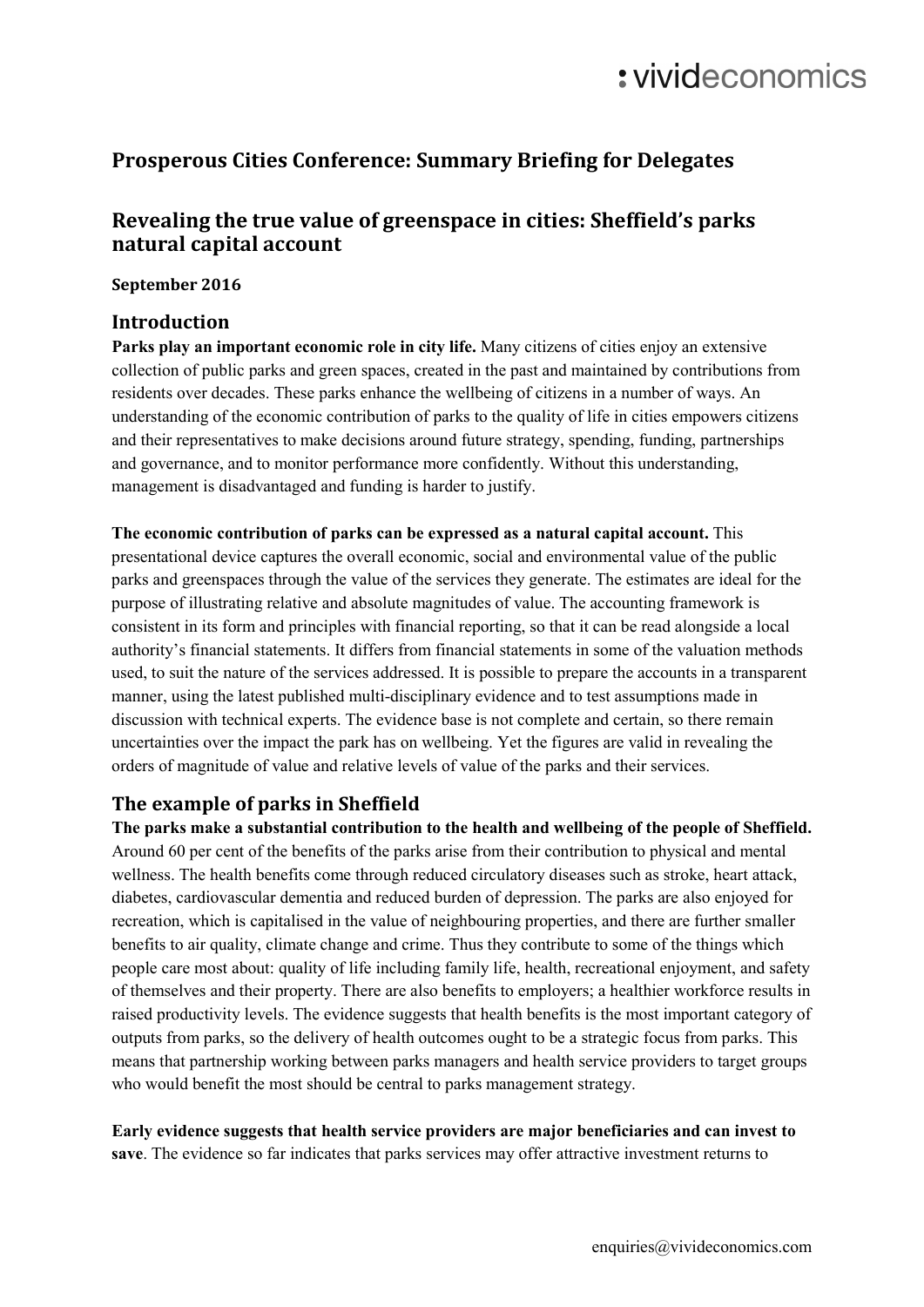# Prosperous Cities Conference: Summary Briefing for Delegates

## Revealing the true value of greenspace in cities: Sheffield's parks natural capital account

**September 2016**

## Introduction

**Parks play an important economic role in city life.** Many citizens of cities enjoy an extensive collection of public parks and green spaces, created in the past and maintained by contributions from residents over decades. These parks enhance the wellbeing of citizens in a number of ways. An understanding of the economic contribution of parks to the quality of life in cities empowers citizens and their representatives to make decisions around future strategy, spending, funding, partnerships and governance, and to monitor performance more confidently. Without this understanding, management is disadvantaged and funding is harder to justify.

**The economic contribution of parks can be expressed as a natural capital account.** This presentational device captures the overall economic, social and environmental value of the public parks and greenspaces through the value of the services they generate. The estimates are ideal for the purpose of illustrating relative and absolute magnitudes of value. The accounting framework is consistent in its form and principles with financial reporting, so that it can be read alongside a local authority's financial statements. It differs from financial statements in some of the valuation methods used, to suit the nature of the services addressed. It is possible to prepare the accounts in a transparent manner, using the latest published multi-disciplinary evidence and to test assumptions made in discussion with technical experts. The evidence base is not complete and certain, so there remain uncertainties over the impact the park has on wellbeing. Yet the figures are valid in revealing the orders of magnitude of value and relative levels of value of the parks and their services.

## The example of parks in Sheffield

**The parks make a substantial contribution to the health and wellbeing of the people of Sheffield.** Around 60 per cent of the benefits of the parks arise from their contribution to physical and mental wellness. The health benefits come through reduced circulatory diseases such as stroke, heart attack, diabetes, cardiovascular dementia and reduced burden of depression. The parks are also enjoyed for recreation, which is capitalised in the value of neighbouring properties, and there are further smaller benefits to air quality, climate change and crime. Thus they contribute to some of the things which people care most about: quality of life including family life, health, recreational enjoyment, and safety of themselves and their property. There are also benefits to employers; a healthier workforce results in raised productivity levels. The evidence suggests that health benefits is the most important category of outputs from parks, so the delivery of health outcomes ought to be a strategic focus from parks. This means that partnership working between parks managers and health service providers to target groups who would benefit the most should be central to parks management strategy.

**Early evidence suggests that health service providers are major beneficiaries and can invest to save**. The evidence so far indicates that parks services may offer attractive investment returns to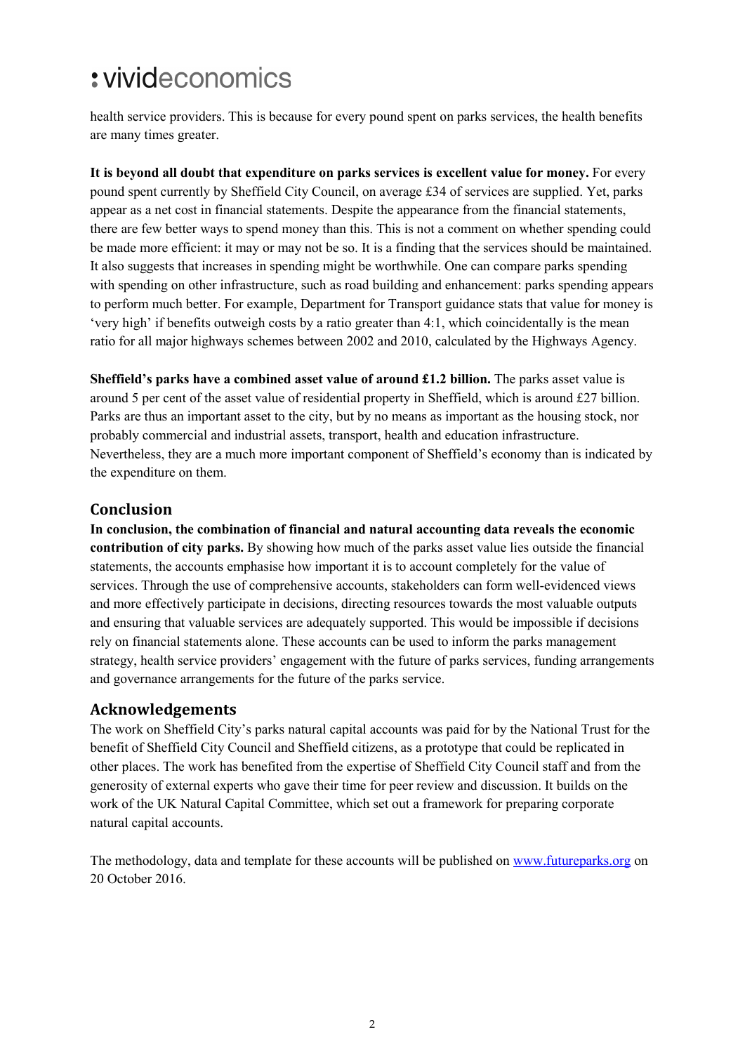health service providers. This is because for every pound spent on parks services, the health benefits are many times greater.

**It is beyond all doubt that expenditure on parks services is excellent value for money.** For every pound spent currently by Sheffield City Council, on average £34 of services are supplied. Yet, parks appear as a net cost in financial statements. Despite the appearance from the financial statements, there are few better ways to spend money than this. This is not a comment on whether spending could be made more efficient: it may or may not be so. It is a finding that the services should be maintained. It also suggests that increases in spending might be worthwhile. One can compare parks spending with spending on other infrastructure, such as road building and enhancement: parks spending appears to perform much better. For example, Department for Transport guidance stats that value for money is 'very high' if benefits outweigh costs by a ratio greater than 4:1, which coincidentally is the mean ratio for all major highways schemes between 2002 and 2010, calculated by the Highways Agency.

**Sheffield's parks have a combined asset value of around £1.2 billion.** The parks asset value is around 5 per cent of the asset value of residential property in Sheffield, which is around £27 billion. Parks are thus an important asset to the city, but by no means as important as the housing stock, nor probably commercial and industrial assets, transport, health and education infrastructure. Nevertheless, they are a much more important component of Sheffield's economy than is indicated by the expenditure on them.

## Conclusion

**In conclusion, the combination of financial and natural accounting data reveals the economic contribution of city parks.** By showing how much of the parks asset value lies outside the financial statements, the accounts emphasise how important it is to account completely for the value of services. Through the use of comprehensive accounts, stakeholders can form well-evidenced views and more effectively participate in decisions, directing resources towards the most valuable outputs and ensuring that valuable services are adequately supported. This would be impossible if decisions rely on financial statements alone. These accounts can be used to inform the parks management strategy, health service providers' engagement with the future of parks services, funding arrangements and governance arrangements for the future of the parks service.

## Acknowledgements

The work on Sheffield City's parks natural capital accounts was paid for by the National Trust for the benefit of Sheffield City Council and Sheffield citizens, as a prototype that could be replicated in other places. The work has benefited from the expertise of Sheffield City Council staff and from the generosity of external experts who gave their time for peer review and discussion. It builds on the work of the UK Natural Capital Committee, which set out a framework for preparing corporate natural capital accounts.

The methodology, data and template for these accounts will be published on [www.futureparks.org](http://www.futureparks.org) on 20 October 2016.